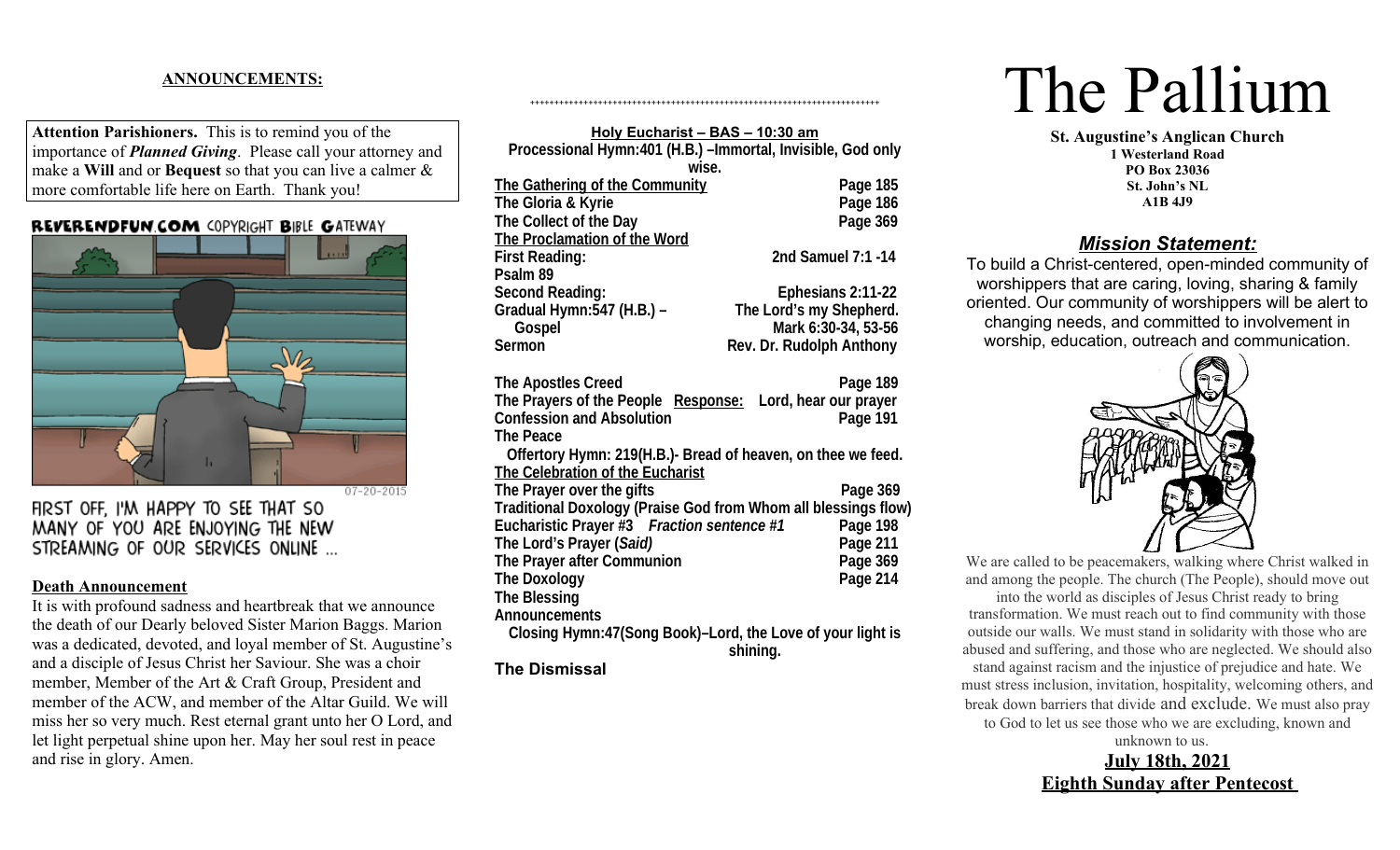## ANNOUNCEMENTS:

**Attention Parishioners.** This is to remind you of the importance of ***Planned Giving***. Please call your attorney and make a **Will** and or **Bequest** so that you can live a calmer & more comfortable life here on Earth. Thank you!

REVERENDFUN.COM COPYRIGHT BIBLE GATEWAY

07-20-2015

FIRST OFF, I'M HAPPY TO SEE THAT SO MANY OF YOU ARE ENJOYING THE NEW STREAMING OF OUR SERVICES ONLINE ...

**Death Announcement**

It is with profound sadness and heartbreak that we announce the death of our Dearly beloved Sister Marion Baggs. Marion was a dedicated, devoted, and loyal member of St. Augustine's and a disciple of Jesus Christ her Saviour. She was a choir member, Member of the Art & Craft Group, President and member of the ACW, and member of the Altar Guild. We will miss her so very much. Rest eternal grant unto her O Lord, and let light perpetual shine upon her. May her soul rest in peace and rise in glory. Amen.

++++++++++++++++++++++++++++++++++++++++++++++++++++++++++++++++++++++++

**Holy Eucharist – BAS – 10:30 am**

**Processional Hymn:401 (H.B.) –Immortal, Invisible, God only wise.**

**The Gathering of the Community** — Page 185
**The Gloria & Kyrie** — Page 186
**The Collect of the Day** — Page 369
**The Proclamation of the Word**
**First Reading:** — 2nd Samuel 7:1 -14
**Psalm 89**
**Second Reading:** — Ephesians 2:11-22
**Gradual Hymn:547 (H.B.) –** The Lord's my Shepherd.
**Gospel** — Mark 6:30-34, 53-56
**Sermon** — Rev. Dr. Rudolph Anthony

**The Apostles Creed** — Page 189
**The Prayers of the People** Response: Lord, hear our prayer
**Confession and Absolution** — Page 191
**The Peace**
**Offertory Hymn: 219(H.B.)- Bread of heaven, on thee we feed.**
**The Celebration of the Eucharist**
**The Prayer over the gifts** — Page 369
**Traditional Doxology (Praise God from Whom all blessings flow)**
**Eucharistic Prayer #3** *Fraction sentence #1* — Page 198
**The Lord's Prayer (*Said*)** — Page 211
**The Prayer after Communion** — Page 369
**The Doxology** — Page 214
**The Blessing**
**Announcements**
**Closing Hymn:47(Song Book)–Lord, the Love of your light is shining.**

**The Dismissal**

# The Pallium

**St. Augustine's Anglican Church**
**1 Westerland Road**
**PO Box 23036**
**St. John's NL**
**A1B 4J9**

## *Mission Statement:*

To build a Christ-centered, open-minded community of worshippers that are caring, loving, sharing & family oriented. Our community of worshippers will be alert to changing needs, and committed to involvement in worship, education, outreach and communication.

We are called to be peacemakers, walking where Christ walked in and among the people. The church (The People), should move out into the world as disciples of Jesus Christ ready to bring transformation. We must reach out to find community with those outside our walls. We must stand in solidarity with those who are abused and suffering, and those who are neglected. We should also stand against racism and the injustice of prejudice and hate. We must stress inclusion, invitation, hospitality, welcoming others, and break down barriers that divide and exclude. We must also pray to God to let us see those who we are excluding, known and unknown to us.

**July 18th, 2021**
**Eighth Sunday after Pentecost**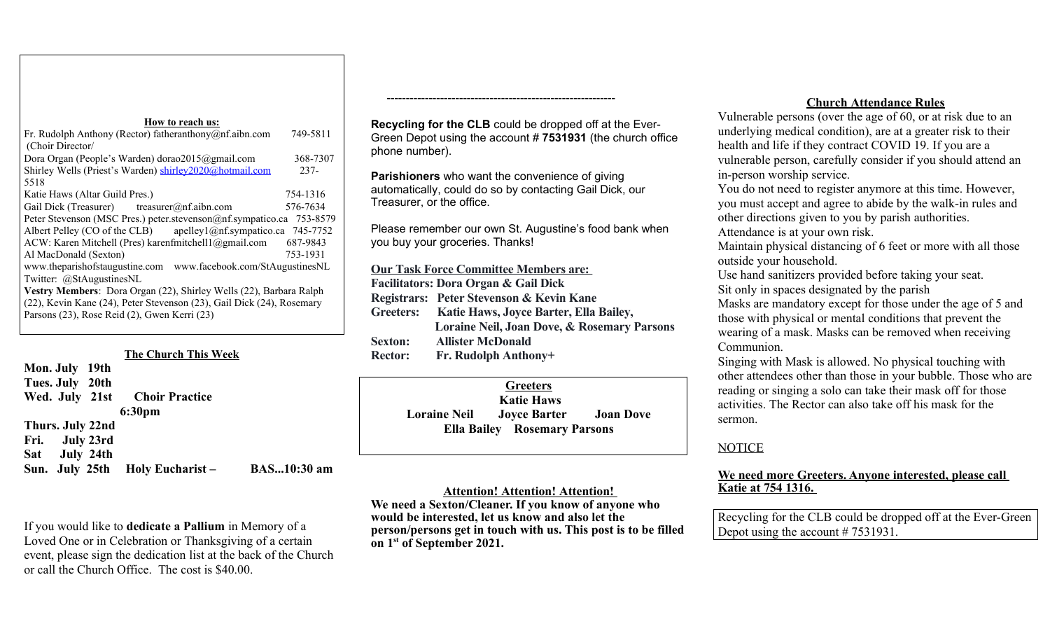## How to reach us:

Fr. Rudolph Anthony (Rector) fatheranthony@nf.aibn.com 749-5811 (Choir Director/

Dora Organ (People's Warden) dorao2015@gmail.com 368-7307

Shirley Wells (Priest's Warden) shirley2020@hotmail.com 237-5518

Katie Haws (Altar Guild Pres.) 754-1316

Gail Dick (Treasurer) treasurer@nf.aibn.com 576-7634

Peter Stevenson (MSC Pres.) peter.stevenson@nf.sympatico.ca 753-8579

Albert Pelley (CO of the CLB) apelley1@nf.sympatico.ca 745-7752

ACW: Karen Mitchell (Pres) karenfmitchell1@gmail.com 687-9843

Al MacDonald (Sexton) 753-1931

www.theparishofstaugustine.com www.facebook.com/StAugustinesNL

Twitter: @StAugustinesNL

**Vestry Members**: Dora Organ (22), Shirley Wells (22), Barbara Ralph (22), Kevin Kane (24), Peter Stevenson (23), Gail Dick (24), Rosemary Parsons (23), Rose Reid (2), Gwen Kerri (23)

## The Church This Week

| | | |
|---|---|---|
| **Mon. July 19th** | | |
| **Tues. July 20th** | | |
| **Wed. July 21st** | **Choir Practice 6:30pm** | |
| **Thurs. July 22nd** | | |
| **Fri. July 23rd** | | |
| **Sat July 24th** | | |
| **Sun. July 25th** | **Holy Eucharist –** | **BAS...10:30 am** |

If you would like to **dedicate a Pallium** in Memory of a Loved One or in Celebration or Thanksgiving of a certain event, please sign the dedication list at the back of the Church or call the Church Office. The cost is $40.00.

---

**Recycling for the CLB** could be dropped off at the Ever-Green Depot using the account # **7531931** (the church office phone number).

**Parishioners** who want the convenience of giving automatically, could do so by contacting Gail Dick, our Treasurer, or the office.

Please remember our own St. Augustine's food bank when you buy your groceries. Thanks!

**Our Task Force Committee Members are:**

**Facilitators: Dora Organ & Gail Dick**
**Registrars: Peter Stevenson & Kevin Kane**
**Greeters: Katie Haws, Joyce Barter, Ella Bailey, Loraine Neil, Joan Dove, & Rosemary Parsons**
**Sexton: Allister McDonald**
**Rector: Fr. Rudolph Anthony+**

**Greeters**
**Katie Haws**
**Loraine Neil Joyce Barter Joan Dove**
**Ella Bailey Rosemary Parsons**

**Attention! Attention! Attention!**

**We need a Sexton/Cleaner. If you know of anyone who would be interested, let us know and also let the person/persons get in touch with us. This post is to be filled on 1st of September 2021.**

## Church Attendance Rules

Vulnerable persons (over the age of 60, or at risk due to an underlying medical condition), are at a greater risk to their health and life if they contract COVID 19. If you are a vulnerable person, carefully consider if you should attend an in-person worship service.

You do not need to register anymore at this time. However, you must accept and agree to abide by the walk-in rules and other directions given to you by parish authorities.

Attendance is at your own risk.

Maintain physical distancing of 6 feet or more with all those outside your household.

Use hand sanitizers provided before taking your seat.

Sit only in spaces designated by the parish

Masks are mandatory except for those under the age of 5 and those with physical or mental conditions that prevent the wearing of a mask. Masks can be removed when receiving Communion.

Singing with Mask is allowed. No physical touching with other attendees other than those in your bubble. Those who are reading or singing a solo can take their mask off for those activities. The Rector can also take off his mask for the sermon.

NOTICE

**We need more Greeters. Anyone interested, please call Katie at 754 1316.**

Recycling for the CLB could be dropped off at the Ever-Green Depot using the account # 7531931.